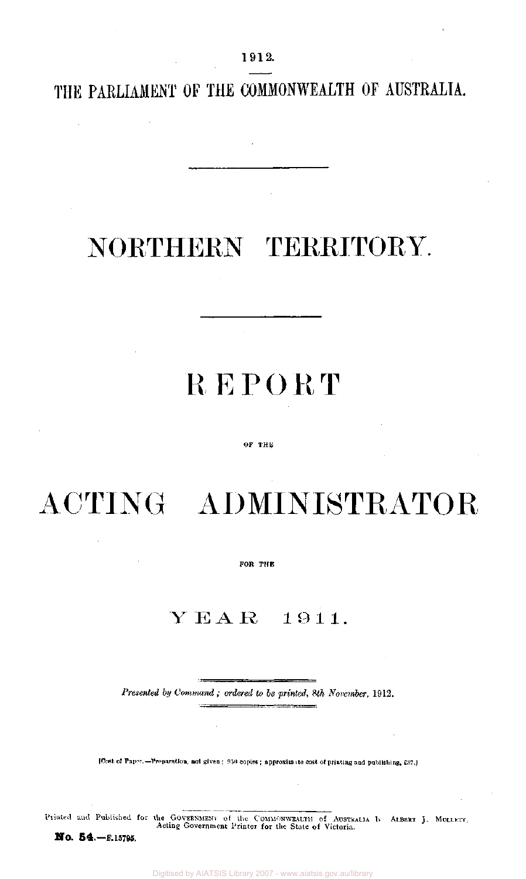1912.

THE PARLIAMENT OF THE COMMONWEALTH OF AUSTRALIA.

# NORTHERN TERRITORY.

# REPORT

OF THE

# ACTING ADMINISTRATOR

FOR THE

## YEAR 1911.

*Presented by Command; ordered to be printed, 8th November, 1912.*

[Cost of Paper.—Preparation, not given; 950 copies; approximate cost of printing and publishing, £37.]

Printed and Published for the GOVERNMENT of the COMMONWEALTH of AUSTRALIA by ALBERT J. MULLETT, Acting Government Printer for the State of Victoria.

**No. 54.**—F.15795.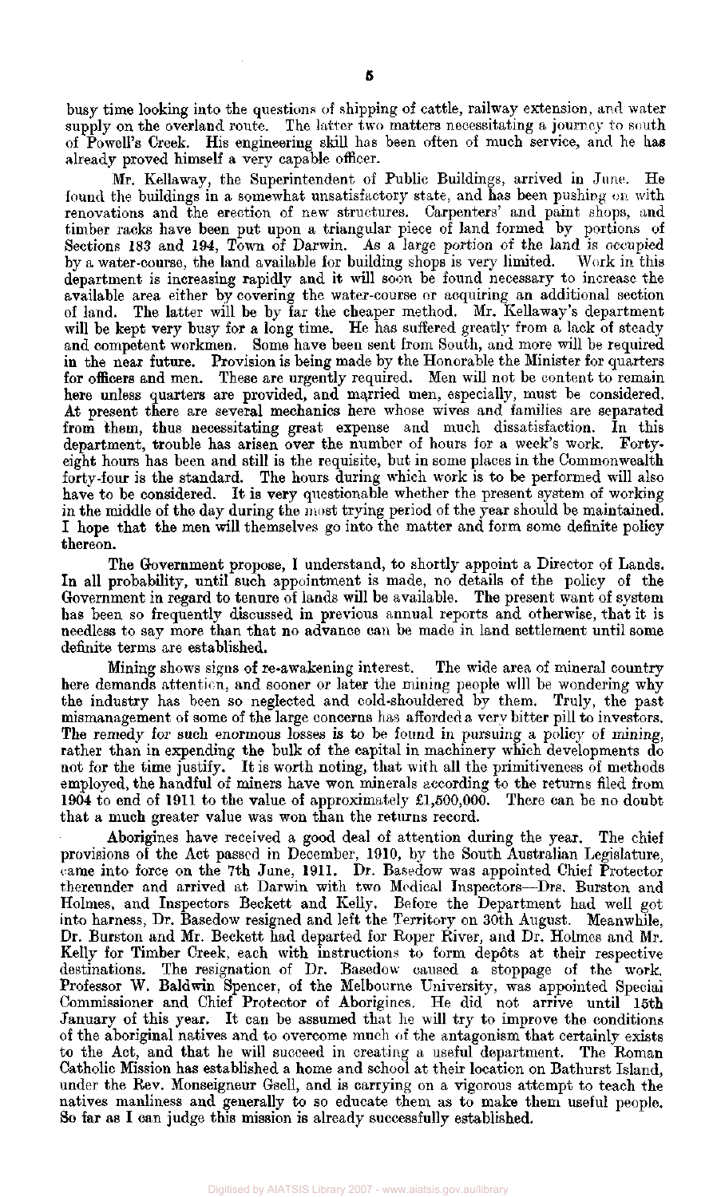busy time looking into the questions of shipping of cattle, railway extension, and water supply on the overland route. The latter two matters necessitating a journey to south of Powell's Creek. His engineering skill has been often of much service, and he has already proved himself a very capable officer.

Mr. Kellaway, the Superintendent of Public Buildings, arrived in June. He found the buildings in a somewhat unsatisfactory state, and has been pushing on with renovations and the erection of new structures. Carpenters' and paint shops, and timber racks have been put upon a triangular piece of land formed by portions of Sections 183 and 194, Town of Darwin. As a large portion of the land is occupied by a water-course, the land available for building shops is very limited. Work in this department is increasing rapidly and it will soon be found necessary to increase the available area either by covering the water-course or acquiring an additional section of land. The latter will be by far the cheaper method. Mr. Kellaway's department will be kept very busy for a long time. He has suffered greatly from a lack of steady and competent workmen. Some have been sent from South, and more will be required in the near future. Provision is being made by the Honorable the Minister for quarters for officers and men. These are urgently required. Men will not be content to remain here unless quarters are provided, and married men, especially, must be considered. At present there are several mechanics here whose wives and families are separated from them, thus necessitating great expense and much dissatisfaction. In this department, trouble has arisen over the number of hours for a week's work. Forty-eight hours has been and still is the requisite, but in some places in the Commonwealth forty-four is the standard. The hours during which work is to be performed will also have to be considered. It is very questionable whether the present system of working in the middle of the day during the most trying period of the year should be maintained. I hope that the men will themselves go into the matter and form some definite policy thereon.

The Government propose, I understand, to shortly appoint a Director of Lands. In all probability, until such appointment is made, no details of the policy of the Government in regard to tenure of lands will be available. The present want of system has been so frequently discussed in previous annual reports and otherwise, that it is needless to say more than that no advance can be made in land settlement until some definite terms are established.

Mining shows signs of re-awakening interest. The wide area of mineral country here demands attention, and sooner or later the mining people will be wondering why the industry has been so neglected and cold-shouldered by them. Truly, the past mismanagement of some of the large concerns has afforded a very bitter pill to investors. The remedy for such enormous losses is to be found in pursuing a policy of mining, rather than in expending the bulk of the capital in machinery which developments do not for the time justify. It is worth noting, that with all the primitiveness of methods employed, the handful of miners have won minerals according to the returns filed from 1904 to end of 1911 to the value of approximately £1,500,000. There can be no doubt that a much greater value was won than the returns record.

Aborigines have received a good deal of attention during the year. The chief provisions of the Act passed in December, 1910, by the South Australian Legislature, came into force on the 7th June, 1911. Dr. Basedow was appointed Chief Protector thereunder and arrived at Darwin with two Medical Inspectors—Drs. Burston and Holmes, and Inspectors Beckett and Kelly. Before the Department had well got into harness, Dr. Basedow resigned and left the Territory on 30th August. Meanwhile, Dr. Burston and Mr. Beckett had departed for Roper River, and Dr. Holmes and Mr. Kelly for Timber Creek, each with instructions to form depôts at their respective destinations. The resignation of Dr. Basedow caused a stoppage of the work. Professor W. Baldwin Spencer, of the Melbourne University, was appointed Special Commissioner and Chief Protector of Aborigines. He did not arrive until 15th January of this year. It can be assumed that he will try to improve the conditions of the aboriginal natives and to overcome much of the antagonism that certainly exists to the Act, and that he will succeed in creating a useful department. The Roman Catholic Mission has established a home and school at their location on Bathurst Island, under the Rev. Monseigneur Gsell, and is carrying on a vigorous attempt to teach the natives manliness and generally to so educate them as to make them useful people. So far as I can judge this mission is already successfully established.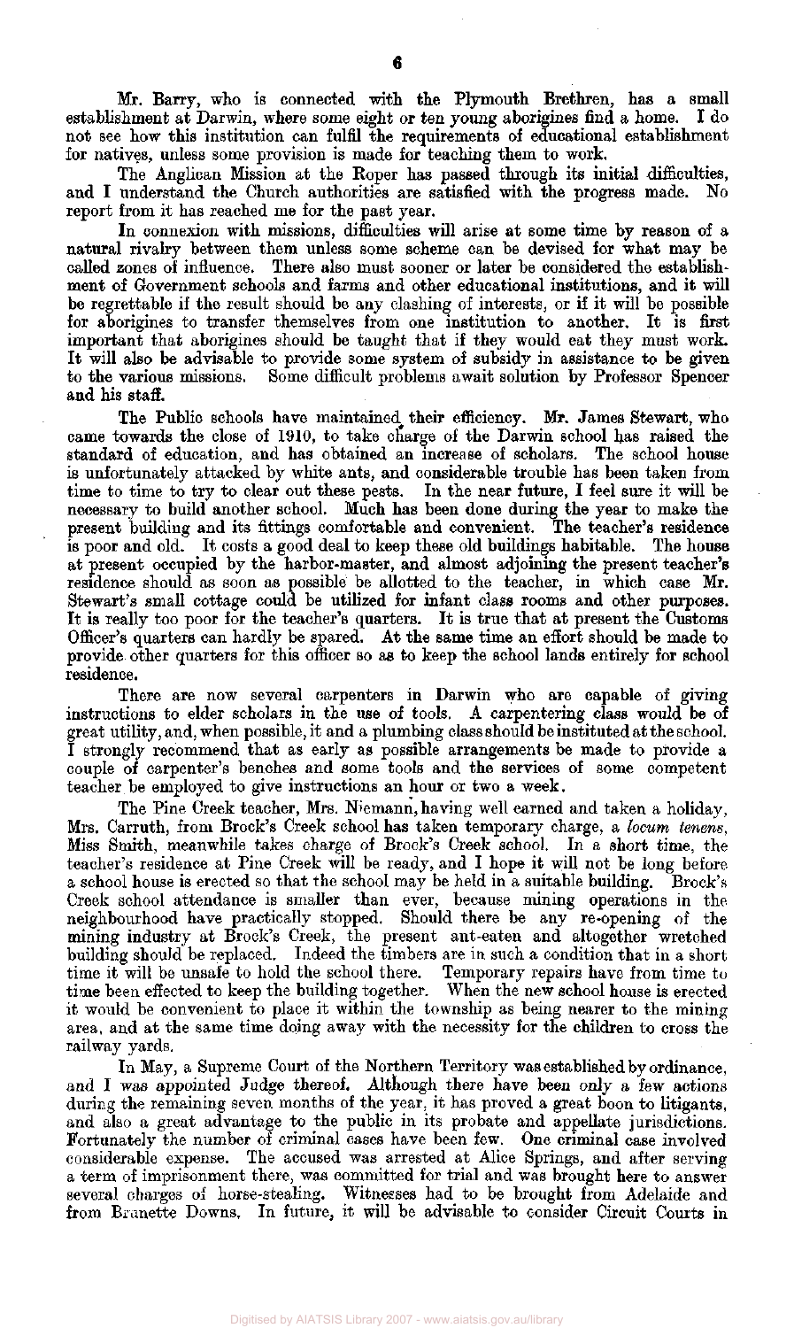Mr. Barry, who is connected with the Plymouth Brethren, has a small establishment at Darwin, where some eight or ten young aborigines find a home. I do not see how this institution can fulfil the requirements of educational establishment for natives, unless some provision is made for teaching them to work.

The Anglican Mission at the Roper has passed through its initial difficulties, and I understand the Church authorities are satisfied with the progress made. No report from it has reached me for the past year.

In connexion with missions, difficulties will arise at some time by reason of a natural rivalry between them unless some scheme can be devised for what may be called zones of influence. There also must sooner or later be considered the establishment of Government schools and farms and other educational institutions, and it will be regrettable if the result should be any clashing of interests, or if it will be possible for aborigines to transfer themselves from one institution to another. It is first important that aborigines should be taught that if they would eat they must work. It will also be advisable to provide some system of subsidy in assistance to be given to the various missions. Some difficult problems await solution by Professor Spencer and his staff.

The Public schools have maintained their efficiency. Mr. James Stewart, who came towards the close of 1910, to take charge of the Darwin school has raised the standard of education, and has obtained an increase of scholars. The school house is unfortunately attacked by white ants, and considerable trouble has been taken from time to time to try to clear out these pests. In the near future, I feel sure it will be necessary to build another school. Much has been done during the year to make the present building and its fittings comfortable and convenient. The teacher's residence is poor and old. It costs a good deal to keep these old buildings habitable. The house at present occupied by the harbor-master, and almost adjoining the present teacher's residence should as soon as possible be allotted to the teacher, in which case Mr. Stewart's small cottage could be utilized for infant class rooms and other purposes. It is really too poor for the teacher's quarters. It is true that at present the Customs Officer's quarters can hardly be spared. At the same time an effort should be made to provide other quarters for this officer so as to keep the school lands entirely for school residence.

There are now several carpenters in Darwin who are capable of giving instructions to elder scholars in the use of tools. A carpentering class would be of great utility, and, when possible, it and a plumbing class should be instituted at the school. I strongly recommend that as early as possible arrangements be made to provide a couple of carpenter's benches and some tools and the services of some competent teacher be employed to give instructions an hour or two a week.

The Pine Creek teacher, Mrs. Niemann, having well earned and taken a holiday, Mrs. Carruth, from Brock's Creek school has taken temporary charge, a *locum tenens*, Miss Smith, meanwhile takes charge of Brock's Creek school. In a short time, the teacher's residence at Pine Creek will be ready, and I hope it will not be long before a school house is erected so that the school may be held in a suitable building. Brock's Creek school attendance is smaller than ever, because mining operations in the neighbourhood have practically stopped. Should there be any re-opening of the mining industry at Brock's Creek, the present ant-eaten and altogether wretched building should be replaced. Indeed the timbers are in such a condition that in a short time it will be unsafe to hold the school there. Temporary repairs have from time to time been effected to keep the building together. When the new school house is erected it would be convenient to place it within the township as being nearer to the mining area, and at the same time doing away with the necessity for the children to cross the railway yards.

In May, a Supreme Court of the Northern Territory was established by ordinance, and I was appointed Judge thereof. Although there have been only a few actions during the remaining seven months of the year, it has proved a great boon to litigants, and also a great advantage to the public in its probate and appellate jurisdictions. Fortunately the number of criminal cases have been few. One criminal case involved considerable expense. The accused was arrested at Alice Springs, and after serving a term of imprisonment there, was committed for trial and was brought here to answer several charges of horse-stealing. Witnesses had to be brought from Adelaide and from Brunette Downs. In future, it will be advisable to consider Circuit Courts in